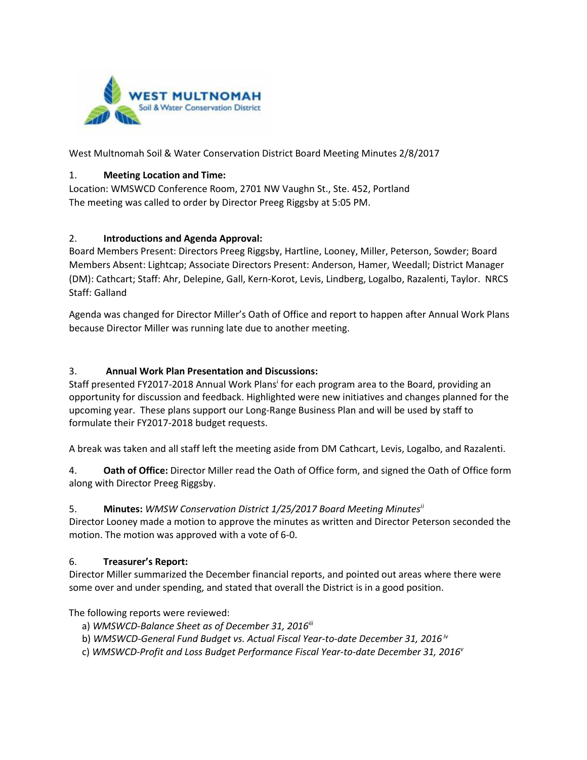West Multnomah Soil & Water Conservation District Board Meeting Minutes 2/8/2017

1. **Meeting Location and Time:**

Location: WMSWCD Conference Room, 2701 NW Vaughn St., Ste. 452, Portland
The meeting was called to order by Director Preeg Riggsby at 5:05 PM.

2. **Introductions and Agenda Approval:**

Board Members Present: Directors Preeg Riggsby, Hartline, Looney, Miller, Peterson, Sowder; Board Members Absent: Lightcap; Associate Directors Present: Anderson, Hamer, Weedall; District Manager (DM): Cathcart; Staff: Ahr, Delepine, Gall, Kern-Korot, Levis, Lindberg, Logalbo, Razalenti, Taylor. NRCS Staff: Galland

Agenda was changed for Director Miller's Oath of Office and report to happen after Annual Work Plans because Director Miller was running late due to another meeting.

3. **Annual Work Plan Presentation and Discussions:**

Staff presented FY2017-2018 Annual Work Plans[i] for each program area to the Board, providing an opportunity for discussion and feedback. Highlighted were new initiatives and changes planned for the upcoming year. These plans support our Long-Range Business Plan and will be used by staff to formulate their FY2017-2018 budget requests.

A break was taken and all staff left the meeting aside from DM Cathcart, Levis, Logalbo, and Razalenti.

4. **Oath of Office:** Director Miller read the Oath of Office form, and signed the Oath of Office form along with Director Preeg Riggsby.

5. **Minutes:** *WMSW Conservation District 1/25/2017 Board Meeting Minutes*[ii]

Director Looney made a motion to approve the minutes as written and Director Peterson seconded the motion. The motion was approved with a vote of 6-0.

6. **Treasurer's Report:**

Director Miller summarized the December financial reports, and pointed out areas where there were some over and under spending, and stated that overall the District is in a good position.

The following reports were reviewed:

a) *WMSWCD-Balance Sheet as of December 31, 2016*[iii]
b) *WMSWCD-General Fund Budget vs. Actual Fiscal Year-to-date December 31, 2016*[iv]
c) *WMSWCD-Profit and Loss Budget Performance Fiscal Year-to-date December 31, 2016*[v]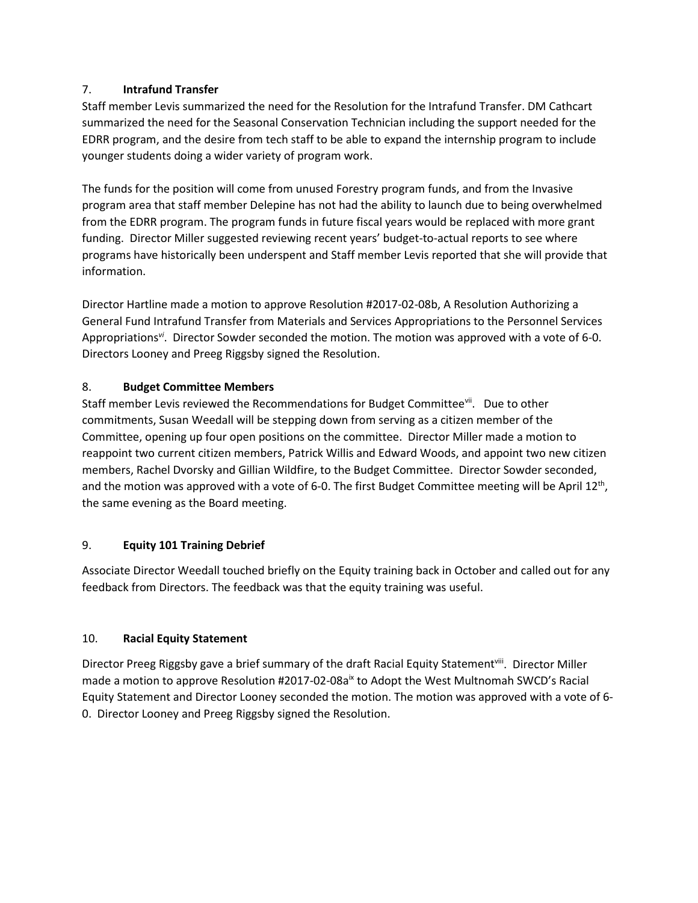## 7. **Intrafund Transfer**

Staff member Levis summarized the need for the Resolution for the Intrafund Transfer. DM Cathcart summarized the need for the Seasonal Conservation Technician including the support needed for the EDRR program, and the desire from tech staff to be able to expand the internship program to include younger students doing a wider variety of program work.

The funds for the position will come from unused Forestry program funds, and from the Invasive program area that staff member Delepine has not had the ability to launch due to being overwhelmed from the EDRR program. The program funds in future fiscal years would be replaced with more grant funding. Director Miller suggested reviewing recent years' budget-to-actual reports to see where programs have historically been underspent and Staff member Levis reported that she will provide that information.

Director Hartline made a motion to approve Resolution #2017-02-08b, A Resolution Authorizing a General Fund Intrafund Transfer from Materials and Services Appropriations to the Personnel Services Appropriations[vi]. Director Sowder seconded the motion. The motion was approved with a vote of 6-0. Directors Looney and Preeg Riggsby signed the Resolution.

## 8. **Budget Committee Members**

Staff member Levis reviewed the Recommendations for Budget Committee[vii]. Due to other commitments, Susan Weedall will be stepping down from serving as a citizen member of the Committee, opening up four open positions on the committee. Director Miller made a motion to reappoint two current citizen members, Patrick Willis and Edward Woods, and appoint two new citizen members, Rachel Dvorsky and Gillian Wildfire, to the Budget Committee. Director Sowder seconded, and the motion was approved with a vote of 6-0. The first Budget Committee meeting will be April 12th, the same evening as the Board meeting.

## 9. **Equity 101 Training Debrief**

Associate Director Weedall touched briefly on the Equity training back in October and called out for any feedback from Directors. The feedback was that the equity training was useful.

## 10. **Racial Equity Statement**

Director Preeg Riggsby gave a brief summary of the draft Racial Equity Statement[viii]. Director Miller made a motion to approve Resolution #2017-02-08a[ix] to Adopt the West Multnomah SWCD's Racial Equity Statement and Director Looney seconded the motion. The motion was approved with a vote of 6-0. Director Looney and Preeg Riggsby signed the Resolution.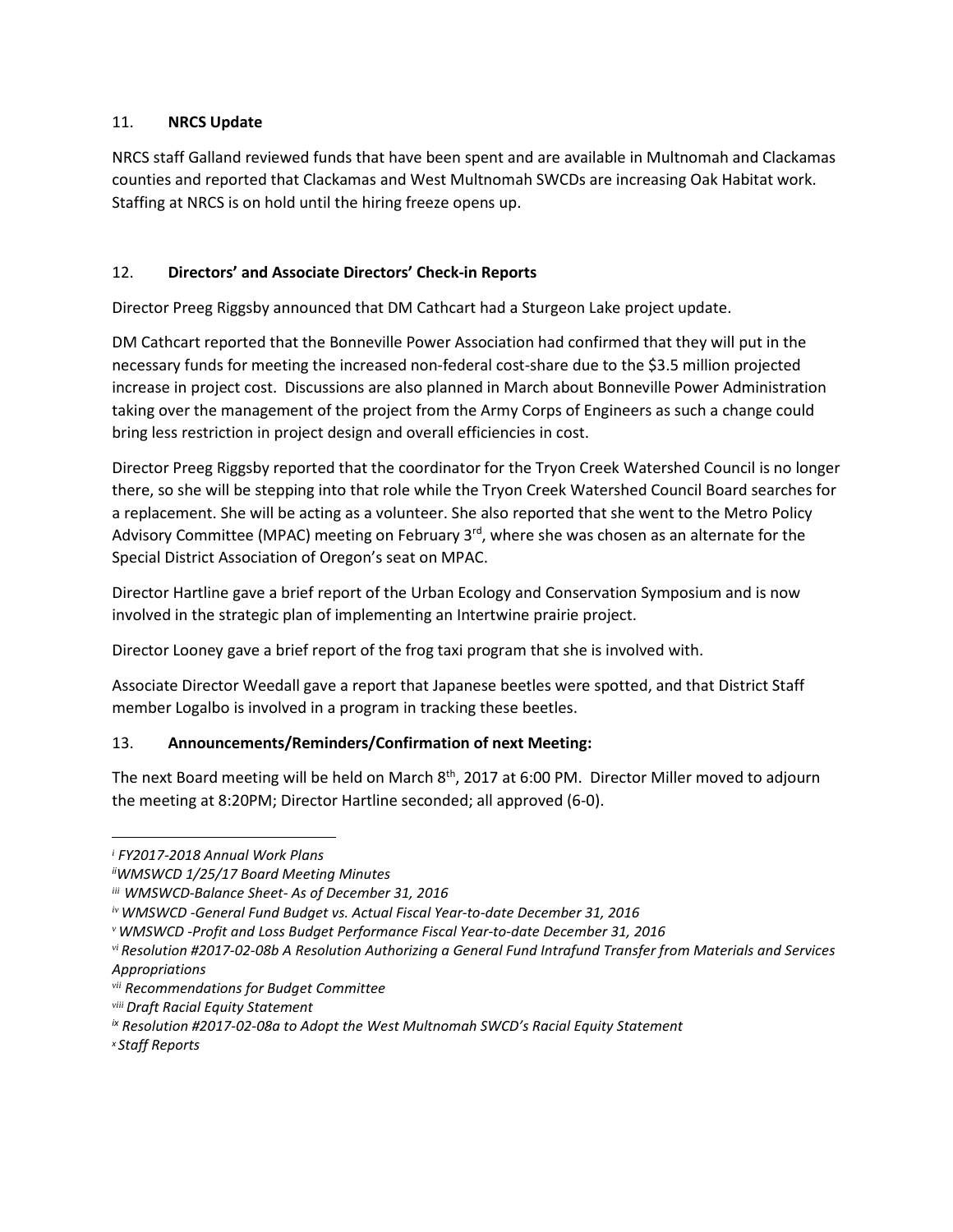11. **NRCS Update**

NRCS staff Galland reviewed funds that have been spent and are available in Multnomah and Clackamas counties and reported that Clackamas and West Multnomah SWCDs are increasing Oak Habitat work. Staffing at NRCS is on hold until the hiring freeze opens up.

12. **Directors' and Associate Directors' Check-in Reports**

Director Preeg Riggsby announced that DM Cathcart had a Sturgeon Lake project update.

DM Cathcart reported that the Bonneville Power Association had confirmed that they will put in the necessary funds for meeting the increased non-federal cost-share due to the $3.5 million projected increase in project cost. Discussions are also planned in March about Bonneville Power Administration taking over the management of the project from the Army Corps of Engineers as such a change could bring less restriction in project design and overall efficiencies in cost.

Director Preeg Riggsby reported that the coordinator for the Tryon Creek Watershed Council is no longer there, so she will be stepping into that role while the Tryon Creek Watershed Council Board searches for a replacement. She will be acting as a volunteer. She also reported that she went to the Metro Policy Advisory Committee (MPAC) meeting on February 3rd, where she was chosen as an alternate for the Special District Association of Oregon's seat on MPAC.

Director Hartline gave a brief report of the Urban Ecology and Conservation Symposium and is now involved in the strategic plan of implementing an Intertwine prairie project.

Director Looney gave a brief report of the frog taxi program that she is involved with.

Associate Director Weedall gave a report that Japanese beetles were spotted, and that District Staff member Logalbo is involved in a program in tracking these beetles.

13. **Announcements/Reminders/Confirmation of next Meeting:**

The next Board meeting will be held on March 8th, 2017 at 6:00 PM. Director Miller moved to adjourn the meeting at 8:20PM; Director Hartline seconded; all approved (6-0).

---

[i] *FY2017-2018 Annual Work Plans*

[ii] *WMSWCD 1/25/17 Board Meeting Minutes*

[iii] *WMSWCD-Balance Sheet- As of December 31, 2016*

[iv] *WMSWCD -General Fund Budget vs. Actual Fiscal Year-to-date December 31, 2016*

[v] *WMSWCD -Profit and Loss Budget Performance Fiscal Year-to-date December 31, 2016*

[vi] *Resolution #2017-02-08b A Resolution Authorizing a General Fund Intrafund Transfer from Materials and Services Appropriations*

[vii] *Recommendations for Budget Committee*

[viii] *Draft Racial Equity Statement*

[ix] *Resolution #2017-02-08a to Adopt the West Multnomah SWCD's Racial Equity Statement*

[x] *Staff Reports*